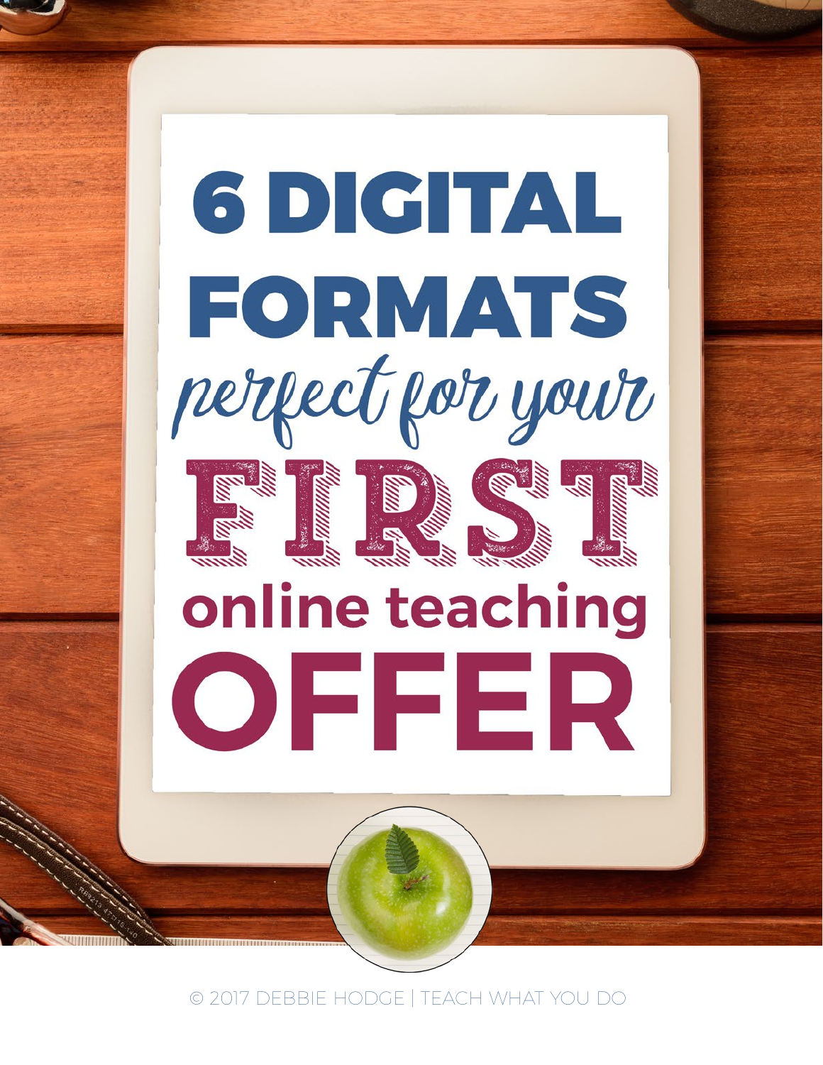# 6 DIGITAL FORMATS *perfect for your* FIRST online teaching OFFER

© 2017 DEBBIE HODGE | TEACH WHAT YOU DO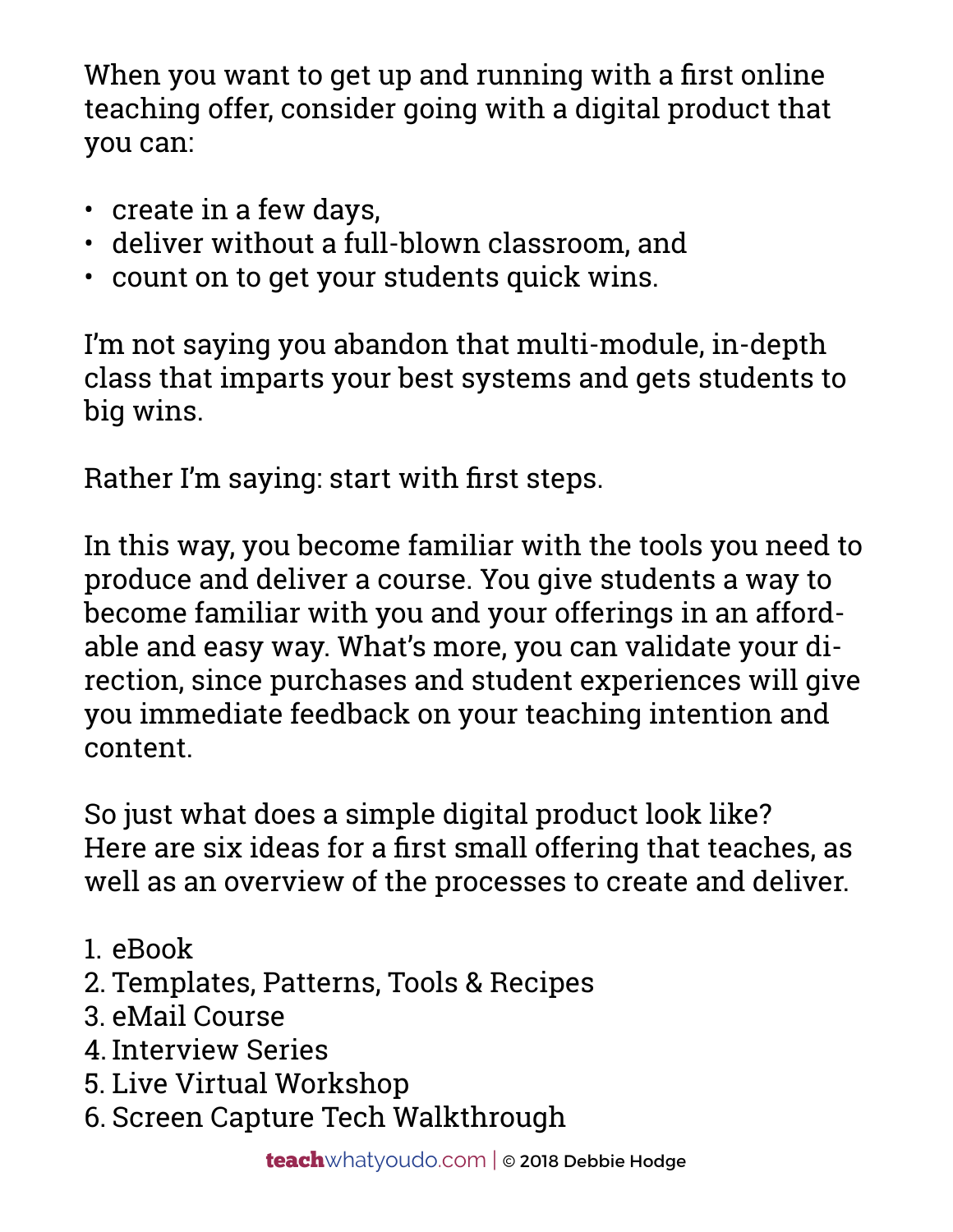When you want to get up and running with a first online teaching offer, consider going with a digital product that you can:

- create in a few days,
- deliver without a full-blown classroom, and
- count on to get your students quick wins.

I'm not saying you abandon that multi-module, in-depth class that imparts your best systems and gets students to big wins.

Rather I'm saying: start with first steps.

In this way, you become familiar with the tools you need to produce and deliver a course. You give students a way to become familiar with you and your offerings in an affordable and easy way. What's more, you can validate your direction, since purchases and student experiences will give you immediate feedback on your teaching intention and content.

So just what does a simple digital product look like? Here are six ideas for a first small offering that teaches, as well as an overview of the processes to create and deliver.

1. eBook
2. Templates, Patterns, Tools & Recipes
3. eMail Course
4. Interview Series
5. Live Virtual Workshop
6. Screen Capture Tech Walkthrough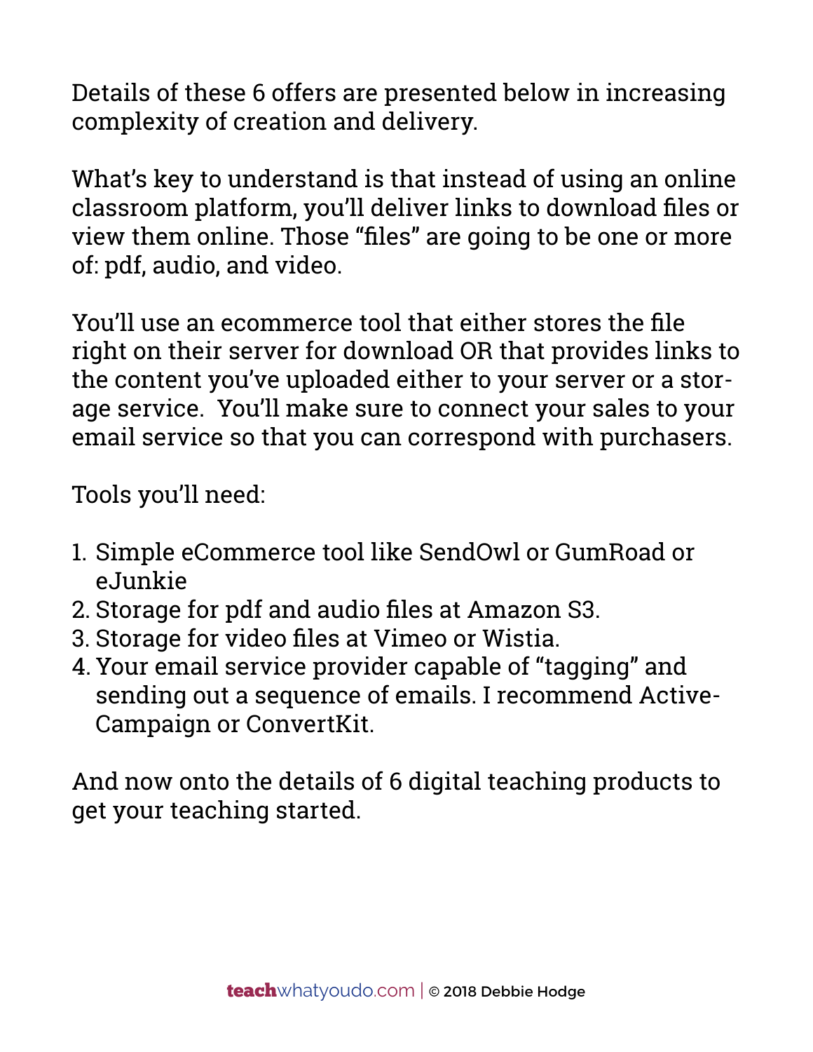Details of these 6 offers are presented below in increasing complexity of creation and delivery.

What's key to understand is that instead of using an online classroom platform, you'll deliver links to download files or view them online. Those "files" are going to be one or more of: pdf, audio, and video.

You'll use an ecommerce tool that either stores the file right on their server for download OR that provides links to the content you've uploaded either to your server or a storage service. You'll make sure to connect your sales to your email service so that you can correspond with purchasers.

Tools you'll need:

1. Simple eCommerce tool like SendOwl or GumRoad or eJunkie
2. Storage for pdf and audio files at Amazon S3.
3. Storage for video files at Vimeo or Wistia.
4. Your email service provider capable of "tagging" and sending out a sequence of emails. I recommend ActiveCampaign or ConvertKit.

And now onto the details of 6 digital teaching products to get your teaching started.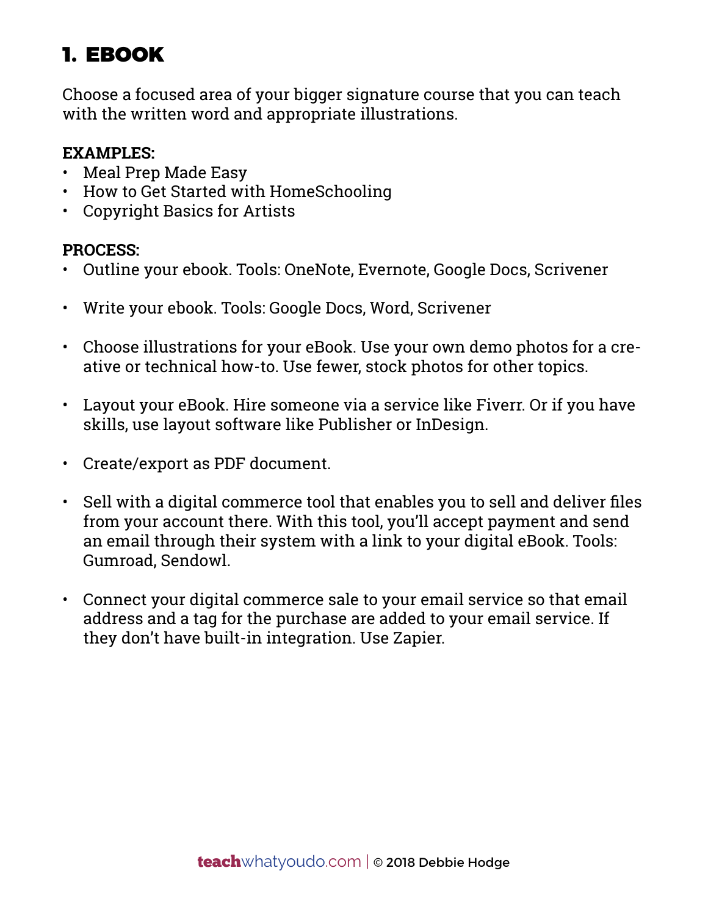# 1. EBOOK

Choose a focused area of your bigger signature course that you can teach with the written word and appropriate illustrations.

**EXAMPLES:**

- Meal Prep Made Easy
- How to Get Started with HomeSchooling
- Copyright Basics for Artists

**PROCESS:**

- Outline your ebook. Tools: OneNote, Evernote, Google Docs, Scrivener
- Write your ebook. Tools: Google Docs, Word, Scrivener
- Choose illustrations for your eBook. Use your own demo photos for a creative or technical how-to. Use fewer, stock photos for other topics.
- Layout your eBook. Hire someone via a service like Fiverr. Or if you have skills, use layout software like Publisher or InDesign.
- Create/export as PDF document.
- Sell with a digital commerce tool that enables you to sell and deliver files from your account there. With this tool, you'll accept payment and send an email through their system with a link to your digital eBook. Tools: Gumroad, Sendowl.
- Connect your digital commerce sale to your email service so that email address and a tag for the purchase are added to your email service. If they don't have built-in integration. Use Zapier.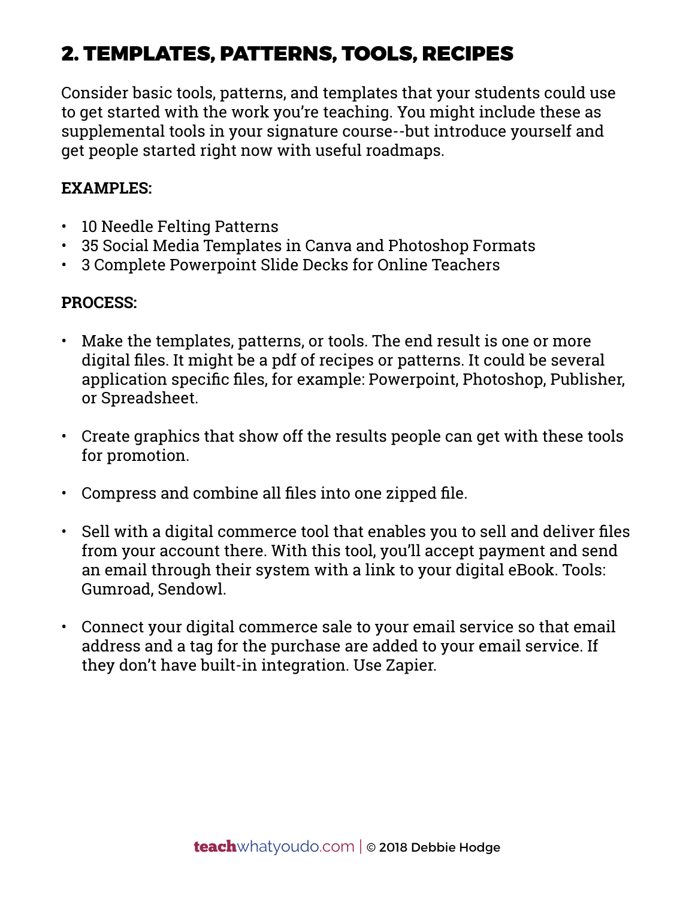## 2. TEMPLATES, PATTERNS, TOOLS, RECIPES

Consider basic tools, patterns, and templates that your students could use to get started with the work you're teaching. You might include these as supplemental tools in your signature course--but introduce yourself and get people started right now with useful roadmaps.

**EXAMPLES:**

- 10 Needle Felting Patterns
- 35 Social Media Templates in Canva and Photoshop Formats
- 3 Complete Powerpoint Slide Decks for Online Teachers

**PROCESS:**

- Make the templates, patterns, or tools. The end result is one or more digital files. It might be a pdf of recipes or patterns. It could be several application specific files, for example: Powerpoint, Photoshop, Publisher, or Spreadsheet.

- Create graphics that show off the results people can get with these tools for promotion.

- Compress and combine all files into one zipped file.

- Sell with a digital commerce tool that enables you to sell and deliver files from your account there. With this tool, you'll accept payment and send an email through their system with a link to your digital eBook. Tools: Gumroad, Sendowl.

- Connect your digital commerce sale to your email service so that email address and a tag for the purchase are added to your email service. If they don't have built-in integration. Use Zapier.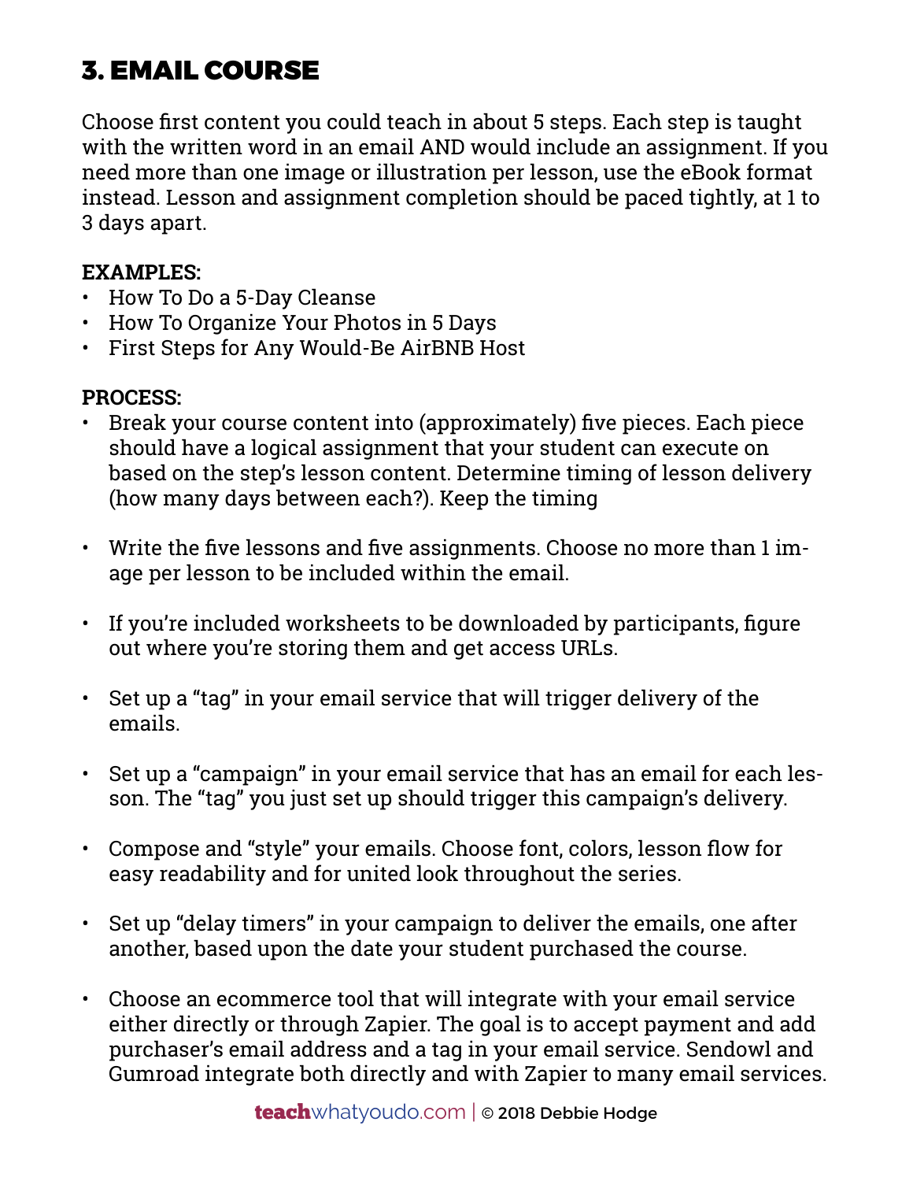## 3. EMAIL COURSE

Choose first content you could teach in about 5 steps. Each step is taught with the written word in an email AND would include an assignment. If you need more than one image or illustration per lesson, use the eBook format instead. Lesson and assignment completion should be paced tightly, at 1 to 3 days apart.

**EXAMPLES:**

- How To Do a 5-Day Cleanse
- How To Organize Your Photos in 5 Days
- First Steps for Any Would-Be AirBNB Host

**PROCESS:**

- Break your course content into (approximately) five pieces. Each piece should have a logical assignment that your student can execute on based on the step's lesson content. Determine timing of lesson delivery (how many days between each?). Keep the timing
- Write the five lessons and five assignments. Choose no more than 1 image per lesson to be included within the email.
- If you're included worksheets to be downloaded by participants, figure out where you're storing them and get access URLs.
- Set up a "tag" in your email service that will trigger delivery of the emails.
- Set up a "campaign" in your email service that has an email for each lesson. The "tag" you just set up should trigger this campaign's delivery.
- Compose and "style" your emails. Choose font, colors, lesson flow for easy readability and for united look throughout the series.
- Set up "delay timers" in your campaign to deliver the emails, one after another, based upon the date your student purchased the course.
- Choose an ecommerce tool that will integrate with your email service either directly or through Zapier. The goal is to accept payment and add purchaser's email address and a tag in your email service. Sendowl and Gumroad integrate both directly and with Zapier to many email services.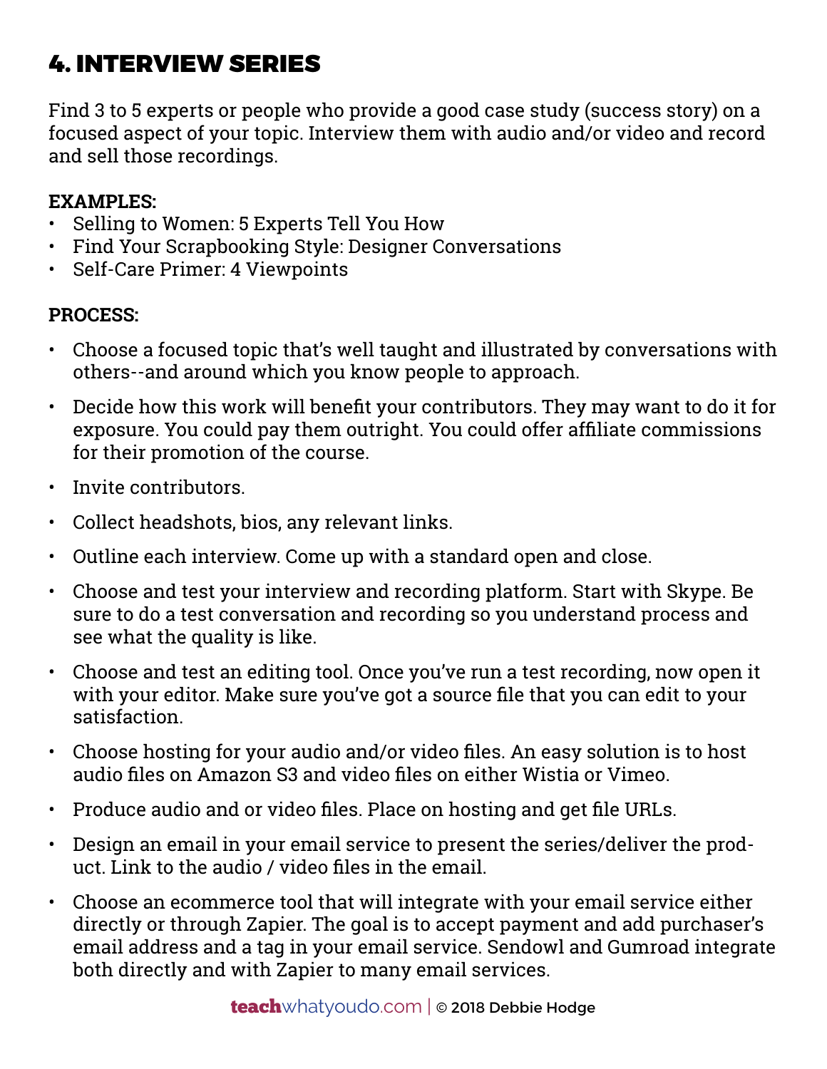## 4. INTERVIEW SERIES

Find 3 to 5 experts or people who provide a good case study (success story) on a focused aspect of your topic. Interview them with audio and/or video and record and sell those recordings.

**EXAMPLES:**

- Selling to Women: 5 Experts Tell You How
- Find Your Scrapbooking Style: Designer Conversations
- Self-Care Primer: 4 Viewpoints

**PROCESS:**

- Choose a focused topic that's well taught and illustrated by conversations with others--and around which you know people to approach.
- Decide how this work will benefit your contributors. They may want to do it for exposure. You could pay them outright. You could offer affiliate commissions for their promotion of the course.
- Invite contributors.
- Collect headshots, bios, any relevant links.
- Outline each interview. Come up with a standard open and close.
- Choose and test your interview and recording platform. Start with Skype. Be sure to do a test conversation and recording so you understand process and see what the quality is like.
- Choose and test an editing tool. Once you've run a test recording, now open it with your editor. Make sure you've got a source file that you can edit to your satisfaction.
- Choose hosting for your audio and/or video files. An easy solution is to host audio files on Amazon S3 and video files on either Wistia or Vimeo.
- Produce audio and or video files. Place on hosting and get file URLs.
- Design an email in your email service to present the series/deliver the product. Link to the audio / video files in the email.
- Choose an ecommerce tool that will integrate with your email service either directly or through Zapier. The goal is to accept payment and add purchaser's email address and a tag in your email service. Sendowl and Gumroad integrate both directly and with Zapier to many email services.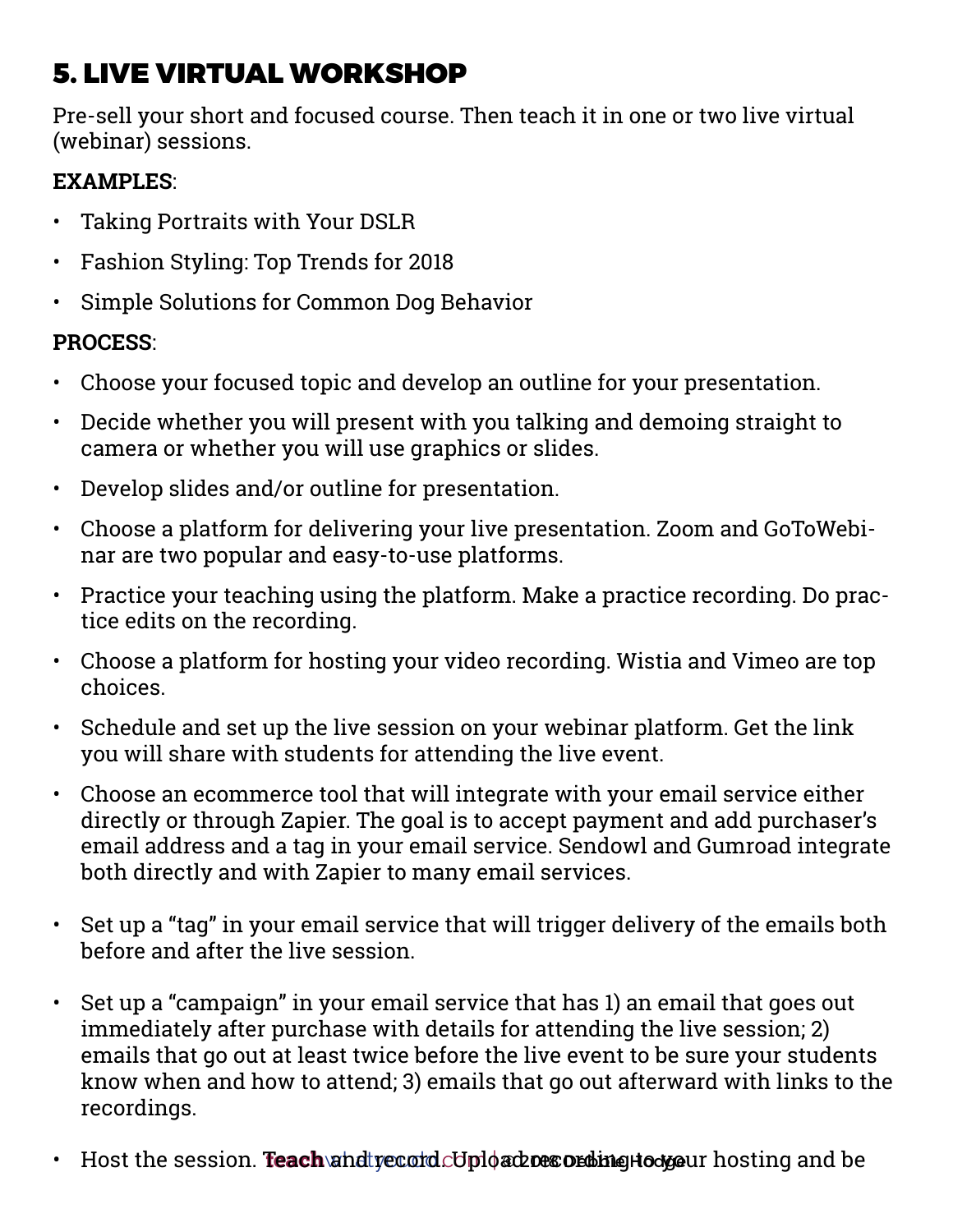# 5. LIVE VIRTUAL WORKSHOP

Pre-sell your short and focused course. Then teach it in one or two live virtual (webinar) sessions.

**EXAMPLES**:

- Taking Portraits with Your DSLR
- Fashion Styling: Top Trends for 2018
- Simple Solutions for Common Dog Behavior

**PROCESS**:

- Choose your focused topic and develop an outline for your presentation.
- Decide whether you will present with you talking and demoing straight to camera or whether you will use graphics or slides.
- Develop slides and/or outline for presentation.
- Choose a platform for delivering your live presentation. Zoom and GoToWebinar are two popular and easy-to-use platforms.
- Practice your teaching using the platform. Make a practice recording. Do practice edits on the recording.
- Choose a platform for hosting your video recording. Wistia and Vimeo are top choices.
- Schedule and set up the live session on your webinar platform. Get the link you will share with students for attending the live event.
- Choose an ecommerce tool that will integrate with your email service either directly or through Zapier. The goal is to accept payment and add purchaser's email address and a tag in your email service. Sendowl and Gumroad integrate both directly and with Zapier to many email services.
- Set up a "tag" in your email service that will trigger delivery of the emails both before and after the live session.
- Set up a "campaign" in your email service that has 1) an email that goes out immediately after purchase with details for attending the live session; 2) emails that go out at least twice before the live event to be sure your students know when and how to attend; 3) emails that go out afterward with links to the recordings.
- Host the session. Teach and record. Upload recording to your hosting and be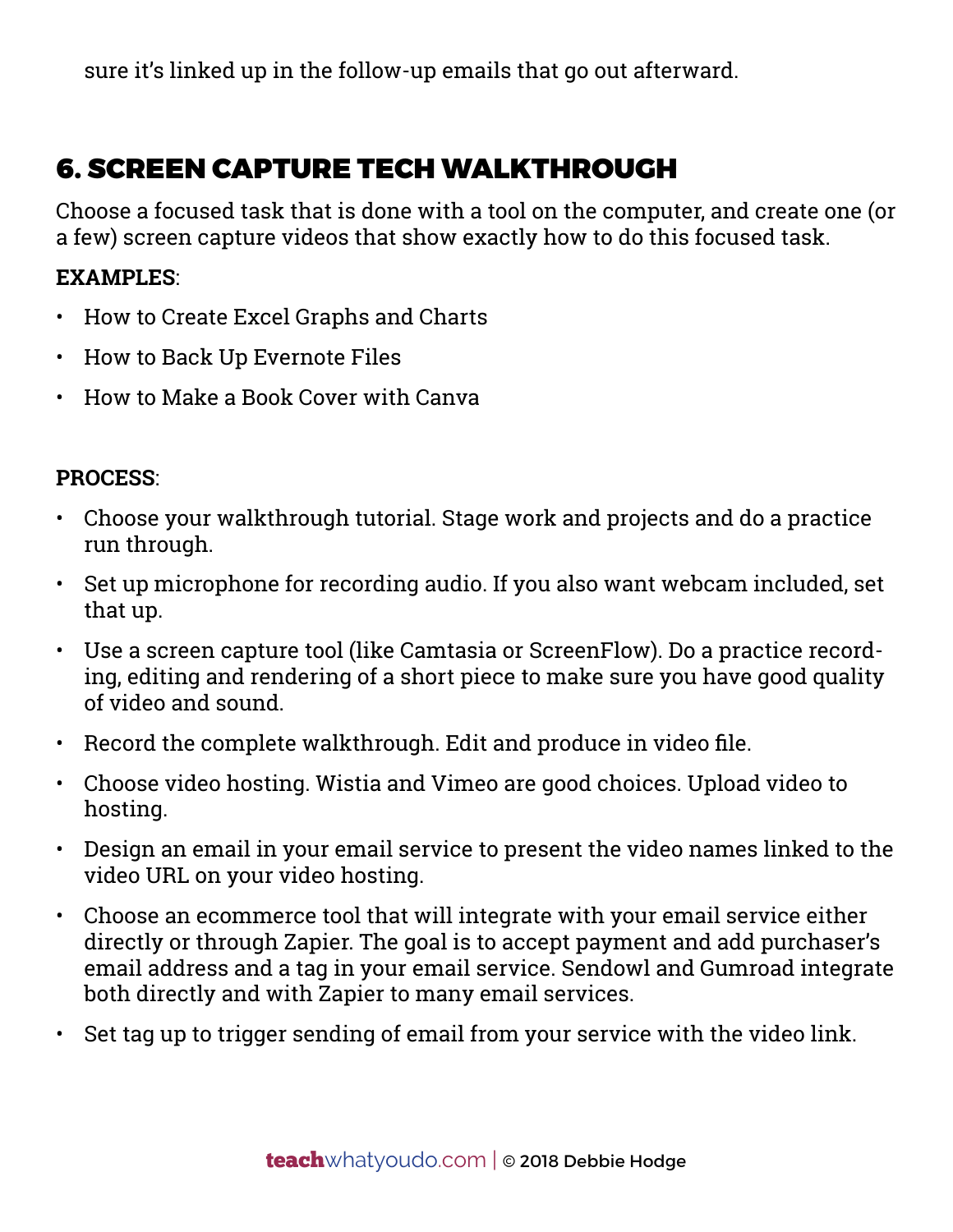sure it's linked up in the follow-up emails that go out afterward.

## 6. SCREEN CAPTURE TECH WALKTHROUGH

Choose a focused task that is done with a tool on the computer, and create one (or a few) screen capture videos that show exactly how to do this focused task.

**EXAMPLES**:

- How to Create Excel Graphs and Charts
- How to Back Up Evernote Files
- How to Make a Book Cover with Canva

**PROCESS**:

- Choose your walkthrough tutorial. Stage work and projects and do a practice run through.
- Set up microphone for recording audio. If you also want webcam included, set that up.
- Use a screen capture tool (like Camtasia or ScreenFlow). Do a practice recording, editing and rendering of a short piece to make sure you have good quality of video and sound.
- Record the complete walkthrough. Edit and produce in video file.
- Choose video hosting. Wistia and Vimeo are good choices. Upload video to hosting.
- Design an email in your email service to present the video names linked to the video URL on your video hosting.
- Choose an ecommerce tool that will integrate with your email service either directly or through Zapier. The goal is to accept payment and add purchaser's email address and a tag in your email service. Sendowl and Gumroad integrate both directly and with Zapier to many email services.
- Set tag up to trigger sending of email from your service with the video link.